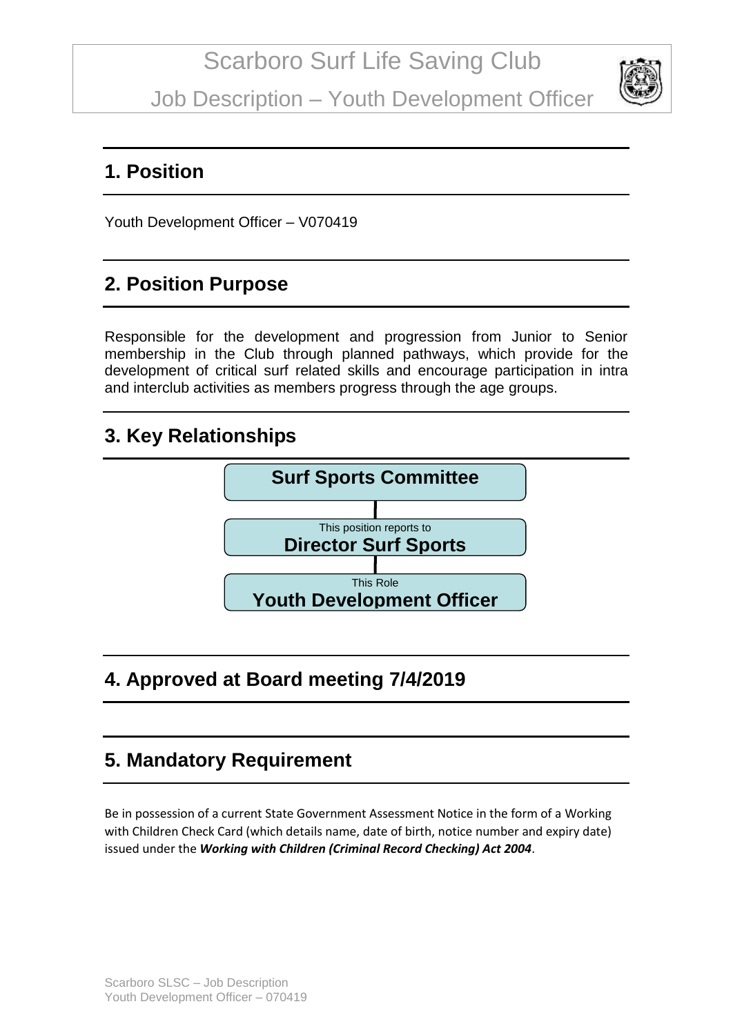# Scarboro Surf Life Saving Club

# Job Description – Youth Development Officer

## 1. Position

Youth Development Officer – V070419

## 2. Position Purpose

Responsible for the development and progression from Junior to Senior membership in the Club through planned pathways, which provide for the development of critical surf related skills and encourage participation in intra and interclub activities as members progress through the age groups.

## 3. Key Relationships

**Surf Sports Committee**

This position reports to
**Director Surf Sports**

This Role
**Youth Development Officer**

## 4. Approved at Board meeting 7/4/2019

## 5. Mandatory Requirement

Be in possession of a current State Government Assessment Notice in the form of a Working with Children Check Card (which details name, date of birth, notice number and expiry date) issued under the ***Working with Children (Criminal Record Checking) Act 2004***.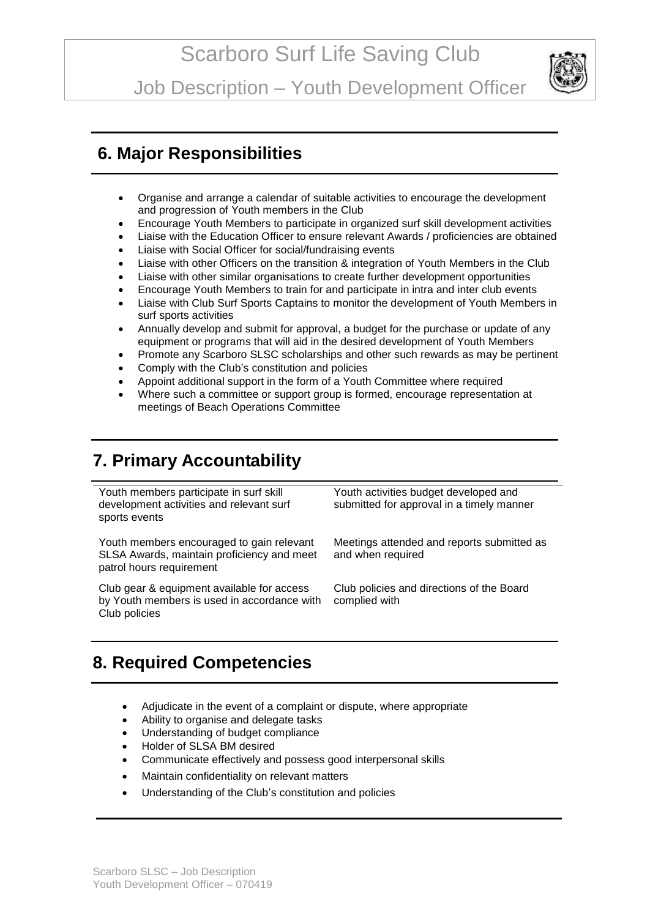## 6. Major Responsibilities

- Organise and arrange a calendar of suitable activities to encourage the development and progression of Youth members in the Club
- Encourage Youth Members to participate in organized surf skill development activities
- Liaise with the Education Officer to ensure relevant Awards / proficiencies are obtained
- Liaise with Social Officer for social/fundraising events
- Liaise with other Officers on the transition & integration of Youth Members in the Club
- Liaise with other similar organisations to create further development opportunities
- Encourage Youth Members to train for and participate in intra and inter club events
- Liaise with Club Surf Sports Captains to monitor the development of Youth Members in surf sports activities
- Annually develop and submit for approval, a budget for the purchase or update of any equipment or programs that will aid in the desired development of Youth Members
- Promote any Scarboro SLSC scholarships and other such rewards as may be pertinent
- Comply with the Club's constitution and policies
- Appoint additional support in the form of a Youth Committee where required
- Where such a committee or support group is formed, encourage representation at meetings of Beach Operations Committee

## 7. Primary Accountability

| | |
|---|---|
| Youth members participate in surf skill development activities and relevant surf sports events | Youth activities budget developed and submitted for approval in a timely manner |
| Youth members encouraged to gain relevant SLSA Awards, maintain proficiency and meet patrol hours requirement | Meetings attended and reports submitted as and when required |
| Club gear & equipment available for access by Youth members is used in accordance with Club policies | Club policies and directions of the Board complied with |

## 8. Required Competencies

- Adjudicate in the event of a complaint or dispute, where appropriate
- Ability to organise and delegate tasks
- Understanding of budget compliance
- Holder of SLSA BM desired
- Communicate effectively and possess good interpersonal skills
- Maintain confidentiality on relevant matters
- Understanding of the Club's constitution and policies